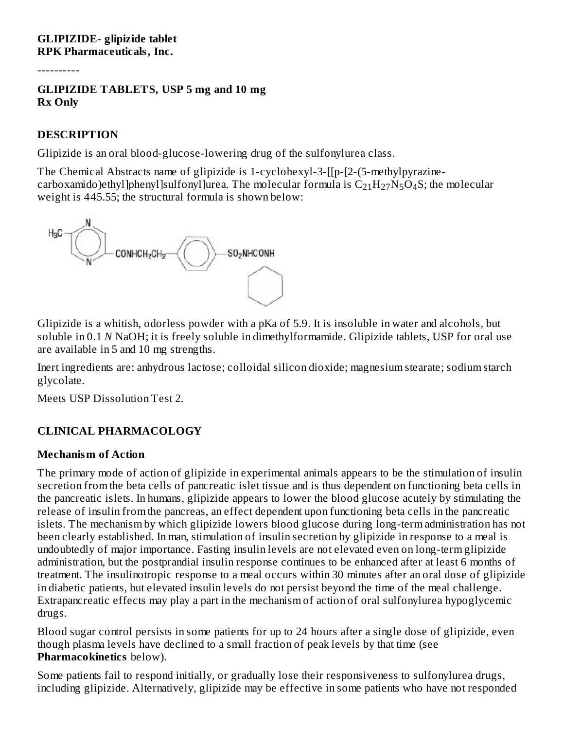**GLIPIZIDE- glipizide tablet**
**RPK Pharmaceuticals, Inc.**

----------

**GLIPIZIDE TABLETS, USP 5 mg and 10 mg**
**Rx Only**

## DESCRIPTION

Glipizide is an oral blood-glucose-lowering drug of the sulfonylurea class.

The Chemical Abstracts name of glipizide is 1-cyclohexyl-3-[[p-[2-(5-methylpyrazine-carboxamido)ethyl]phenyl]sulfonyl]urea. The molecular formula is $C_{21}H_{27}N_5O_4S$; the molecular weight is 445.55; the structural formula is shown below:

Glipizide is a whitish, odorless powder with a pKa of 5.9. It is insoluble in water and alcohols, but soluble in 0.1 *N* NaOH; it is freely soluble in dimethylformamide. Glipizide tablets, USP for oral use are available in 5 and 10 mg strengths.

Inert ingredients are: anhydrous lactose; colloidal silicon dioxide; magnesium stearate; sodium starch glycolate.

Meets USP Dissolution Test 2.

## CLINICAL PHARMACOLOGY

### Mechanism of Action

The primary mode of action of glipizide in experimental animals appears to be the stimulation of insulin secretion from the beta cells of pancreatic islet tissue and is thus dependent on functioning beta cells in the pancreatic islets. In humans, glipizide appears to lower the blood glucose acutely by stimulating the release of insulin from the pancreas, an effect dependent upon functioning beta cells in the pancreatic islets. The mechanism by which glipizide lowers blood glucose during long-term administration has not been clearly established. In man, stimulation of insulin secretion by glipizide in response to a meal is undoubtedly of major importance. Fasting insulin levels are not elevated even on long-term glipizide administration, but the postprandial insulin response continues to be enhanced after at least 6 months of treatment. The insulinotropic response to a meal occurs within 30 minutes after an oral dose of glipizide in diabetic patients, but elevated insulin levels do not persist beyond the time of the meal challenge. Extrapancreatic effects may play a part in the mechanism of action of oral sulfonylurea hypoglycemic drugs.

Blood sugar control persists in some patients for up to 24 hours after a single dose of glipizide, even though plasma levels have declined to a small fraction of peak levels by that time (see **Pharmacokinetics** below).

Some patients fail to respond initially, or gradually lose their responsiveness to sulfonylurea drugs, including glipizide. Alternatively, glipizide may be effective in some patients who have not responded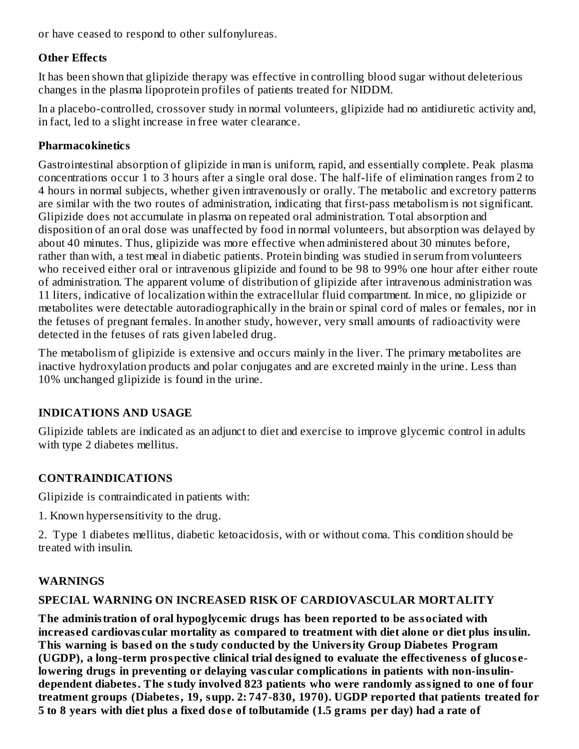or have ceased to respond to other sulfonylureas.

### Other Effects

It has been shown that glipizide therapy was effective in controlling blood sugar without deleterious changes in the plasma lipoprotein profiles of patients treated for NIDDM.

In a placebo-controlled, crossover study in normal volunteers, glipizide had no antidiuretic activity and, in fact, led to a slight increase in free water clearance.

### Pharmacokinetics

Gastrointestinal absorption of glipizide in man is uniform, rapid, and essentially complete. Peak plasma concentrations occur 1 to 3 hours after a single oral dose. The half-life of elimination ranges from 2 to 4 hours in normal subjects, whether given intravenously or orally. The metabolic and excretory patterns are similar with the two routes of administration, indicating that first-pass metabolism is not significant. Glipizide does not accumulate in plasma on repeated oral administration. Total absorption and disposition of an oral dose was unaffected by food in normal volunteers, but absorption was delayed by about 40 minutes. Thus, glipizide was more effective when administered about 30 minutes before, rather than with, a test meal in diabetic patients. Protein binding was studied in serum from volunteers who received either oral or intravenous glipizide and found to be 98 to 99% one hour after either route of administration. The apparent volume of distribution of glipizide after intravenous administration was 11 liters, indicative of localization within the extracellular fluid compartment. In mice, no glipizide or metabolites were detectable autoradiographically in the brain or spinal cord of males or females, nor in the fetuses of pregnant females. In another study, however, very small amounts of radioactivity were detected in the fetuses of rats given labeled drug.

The metabolism of glipizide is extensive and occurs mainly in the liver. The primary metabolites are inactive hydroxylation products and polar conjugates and are excreted mainly in the urine. Less than 10% unchanged glipizide is found in the urine.

## INDICATIONS AND USAGE

Glipizide tablets are indicated as an adjunct to diet and exercise to improve glycemic control in adults with type 2 diabetes mellitus.

## CONTRAINDICATIONS

Glipizide is contraindicated in patients with:

1. Known hypersensitivity to the drug.

2. Type 1 diabetes mellitus, diabetic ketoacidosis, with or without coma. This condition should be treated with insulin.

## WARNINGS

### SPECIAL WARNING ON INCREASED RISK OF CARDIOVASCULAR MORTALITY

**The administration of oral hypoglycemic drugs has been reported to be associated with increased cardiovascular mortality as compared to treatment with diet alone or diet plus insulin. This warning is based on the study conducted by the University Group Diabetes Program (UGDP), a long-term prospective clinical trial designed to evaluate the effectiveness of glucose-lowering drugs in preventing or delaying vascular complications in patients with non-insulin-dependent diabetes. The study involved 823 patients who were randomly assigned to one of four treatment groups (Diabetes, 19, supp. 2: 747-830, 1970). UGDP reported that patients treated for 5 to 8 years with diet plus a fixed dose of tolbutamide (1.5 grams per day) had a rate of**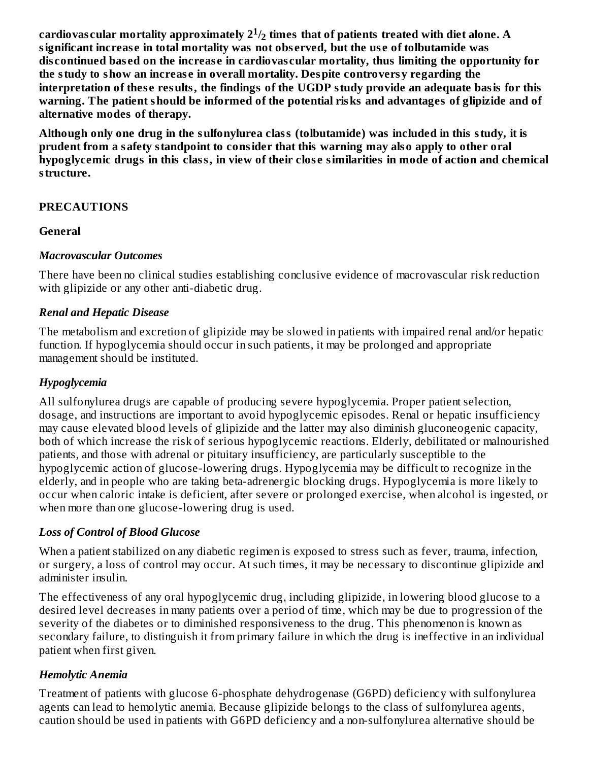**cardiovascular mortality approximately $2^1/_2$ times that of patients treated with diet alone. A significant increase in total mortality was not observed, but the use of tolbutamide was discontinued based on the increase in cardiovascular mortality, thus limiting the opportunity for the study to show an increase in overall mortality. Despite controversy regarding the interpretation of these results, the findings of the UGDP study provide an adequate basis for this warning. The patient should be informed of the potential risks and advantages of glipizide and of alternative modes of therapy.**

**Although only one drug in the sulfonylurea class (tolbutamide) was included in this study, it is prudent from a safety standpoint to consider that this warning may also apply to other oral hypoglycemic drugs in this class, in view of their close similarities in mode of action and chemical structure.**

## PRECAUTIONS

### General

#### *Macrovascular Outcomes*

There have been no clinical studies establishing conclusive evidence of macrovascular risk reduction with glipizide or any other anti-diabetic drug.

#### *Renal and Hepatic Disease*

The metabolism and excretion of glipizide may be slowed in patients with impaired renal and/or hepatic function. If hypoglycemia should occur in such patients, it may be prolonged and appropriate management should be instituted.

#### *Hypoglycemia*

All sulfonylurea drugs are capable of producing severe hypoglycemia. Proper patient selection, dosage, and instructions are important to avoid hypoglycemic episodes. Renal or hepatic insufficiency may cause elevated blood levels of glipizide and the latter may also diminish gluconeogenic capacity, both of which increase the risk of serious hypoglycemic reactions. Elderly, debilitated or malnourished patients, and those with adrenal or pituitary insufficiency, are particularly susceptible to the hypoglycemic action of glucose-lowering drugs. Hypoglycemia may be difficult to recognize in the elderly, and in people who are taking beta-adrenergic blocking drugs. Hypoglycemia is more likely to occur when caloric intake is deficient, after severe or prolonged exercise, when alcohol is ingested, or when more than one glucose-lowering drug is used.

#### *Loss of Control of Blood Glucose*

When a patient stabilized on any diabetic regimen is exposed to stress such as fever, trauma, infection, or surgery, a loss of control may occur. At such times, it may be necessary to discontinue glipizide and administer insulin.

The effectiveness of any oral hypoglycemic drug, including glipizide, in lowering blood glucose to a desired level decreases in many patients over a period of time, which may be due to progression of the severity of the diabetes or to diminished responsiveness to the drug. This phenomenon is known as secondary failure, to distinguish it from primary failure in which the drug is ineffective in an individual patient when first given.

#### *Hemolytic Anemia*

Treatment of patients with glucose 6-phosphate dehydrogenase (G6PD) deficiency with sulfonylurea agents can lead to hemolytic anemia. Because glipizide belongs to the class of sulfonylurea agents, caution should be used in patients with G6PD deficiency and a non-sulfonylurea alternative should be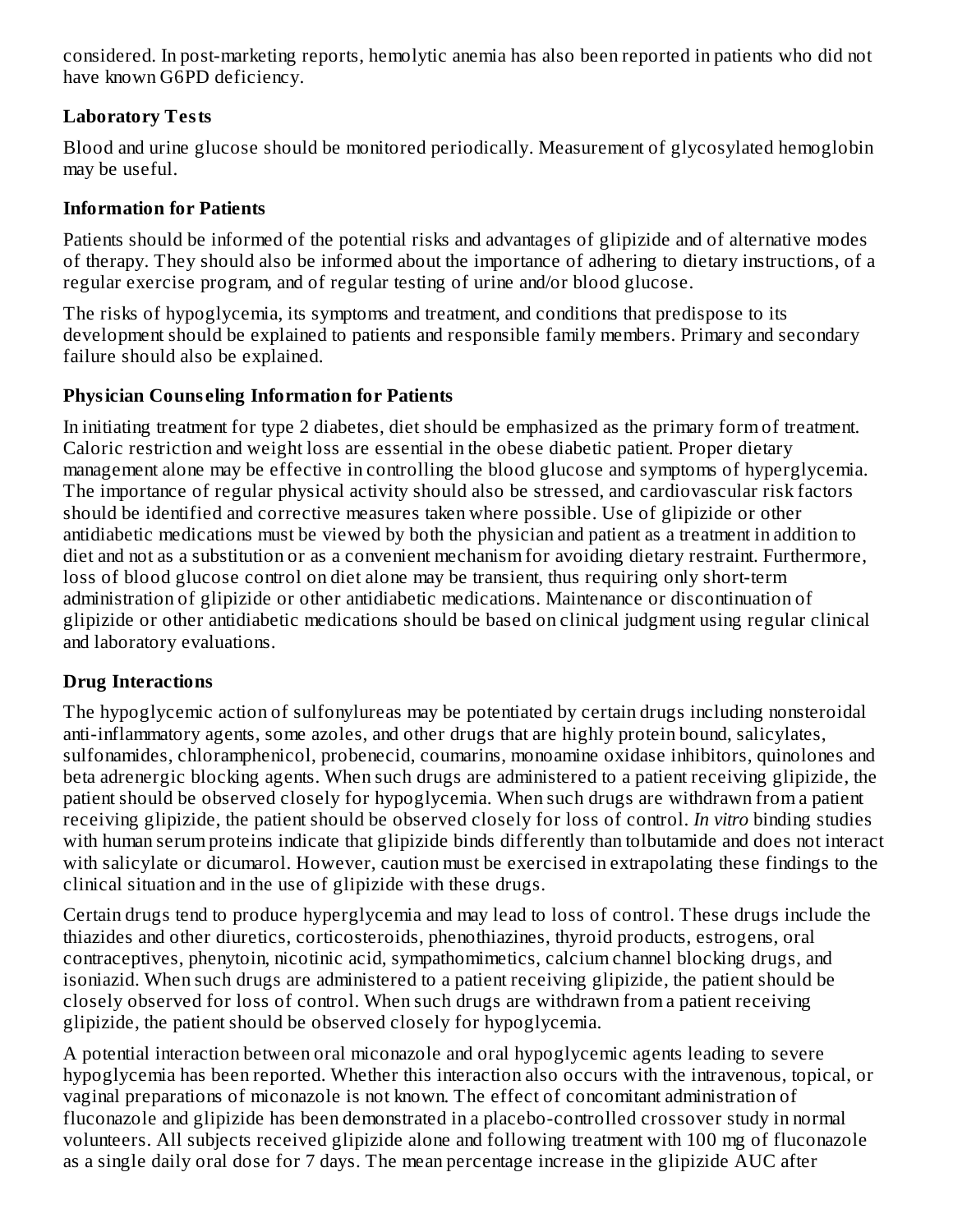considered. In post-marketing reports, hemolytic anemia has also been reported in patients who did not have known G6PD deficiency.

### Laboratory Tests

Blood and urine glucose should be monitored periodically. Measurement of glycosylated hemoglobin may be useful.

### Information for Patients

Patients should be informed of the potential risks and advantages of glipizide and of alternative modes of therapy. They should also be informed about the importance of adhering to dietary instructions, of a regular exercise program, and of regular testing of urine and/or blood glucose.

The risks of hypoglycemia, its symptoms and treatment, and conditions that predispose to its development should be explained to patients and responsible family members. Primary and secondary failure should also be explained.

### Physician Counseling Information for Patients

In initiating treatment for type 2 diabetes, diet should be emphasized as the primary form of treatment. Caloric restriction and weight loss are essential in the obese diabetic patient. Proper dietary management alone may be effective in controlling the blood glucose and symptoms of hyperglycemia. The importance of regular physical activity should also be stressed, and cardiovascular risk factors should be identified and corrective measures taken where possible. Use of glipizide or other antidiabetic medications must be viewed by both the physician and patient as a treatment in addition to diet and not as a substitution or as a convenient mechanism for avoiding dietary restraint. Furthermore, loss of blood glucose control on diet alone may be transient, thus requiring only short-term administration of glipizide or other antidiabetic medications. Maintenance or discontinuation of glipizide or other antidiabetic medications should be based on clinical judgment using regular clinical and laboratory evaluations.

### Drug Interactions

The hypoglycemic action of sulfonylureas may be potentiated by certain drugs including nonsteroidal anti-inflammatory agents, some azoles, and other drugs that are highly protein bound, salicylates, sulfonamides, chloramphenicol, probenecid, coumarins, monoamine oxidase inhibitors, quinolones and beta adrenergic blocking agents. When such drugs are administered to a patient receiving glipizide, the patient should be observed closely for hypoglycemia. When such drugs are withdrawn from a patient receiving glipizide, the patient should be observed closely for loss of control. *In vitro* binding studies with human serum proteins indicate that glipizide binds differently than tolbutamide and does not interact with salicylate or dicumarol. However, caution must be exercised in extrapolating these findings to the clinical situation and in the use of glipizide with these drugs.

Certain drugs tend to produce hyperglycemia and may lead to loss of control. These drugs include the thiazides and other diuretics, corticosteroids, phenothiazines, thyroid products, estrogens, oral contraceptives, phenytoin, nicotinic acid, sympathomimetics, calcium channel blocking drugs, and isoniazid. When such drugs are administered to a patient receiving glipizide, the patient should be closely observed for loss of control. When such drugs are withdrawn from a patient receiving glipizide, the patient should be observed closely for hypoglycemia.

A potential interaction between oral miconazole and oral hypoglycemic agents leading to severe hypoglycemia has been reported. Whether this interaction also occurs with the intravenous, topical, or vaginal preparations of miconazole is not known. The effect of concomitant administration of fluconazole and glipizide has been demonstrated in a placebo-controlled crossover study in normal volunteers. All subjects received glipizide alone and following treatment with 100 mg of fluconazole as a single daily oral dose for 7 days. The mean percentage increase in the glipizide AUC after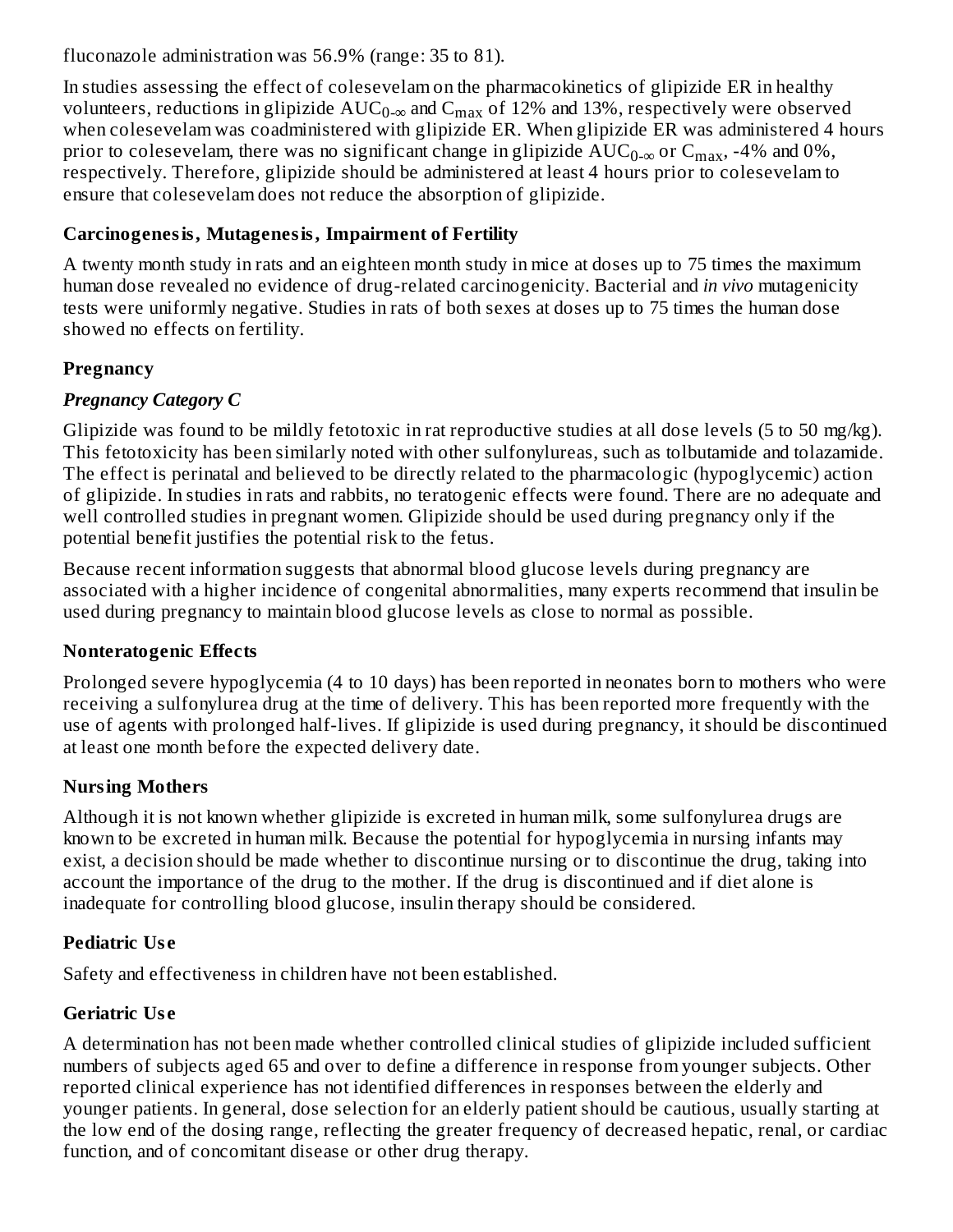fluconazole administration was 56.9% (range: 35 to 81).

In studies assessing the effect of colesevelam on the pharmacokinetics of glipizide ER in healthy volunteers, reductions in glipizide $AUC_{0-\infty}$ and $C_{max}$ of 12% and 13%, respectively were observed when colesevelam was coadministered with glipizide ER. When glipizide ER was administered 4 hours prior to colesevelam, there was no significant change in glipizide $AUC_{0-\infty}$ or $C_{max}$, -4% and 0%, respectively. Therefore, glipizide should be administered at least 4 hours prior to colesevelam to ensure that colesevelam does not reduce the absorption of glipizide.

**Carcinogenesis, Mutagenesis, Impairment of Fertility**

A twenty month study in rats and an eighteen month study in mice at doses up to 75 times the maximum human dose revealed no evidence of drug-related carcinogenicity. Bacterial and *in vivo* mutagenicity tests were uniformly negative. Studies in rats of both sexes at doses up to 75 times the human dose showed no effects on fertility.

**Pregnancy**

***Pregnancy Category C***

Glipizide was found to be mildly fetotoxic in rat reproductive studies at all dose levels (5 to 50 mg/kg). This fetotoxicity has been similarly noted with other sulfonylureas, such as tolbutamide and tolazamide. The effect is perinatal and believed to be directly related to the pharmacologic (hypoglycemic) action of glipizide. In studies in rats and rabbits, no teratogenic effects were found. There are no adequate and well controlled studies in pregnant women. Glipizide should be used during pregnancy only if the potential benefit justifies the potential risk to the fetus.

Because recent information suggests that abnormal blood glucose levels during pregnancy are associated with a higher incidence of congenital abnormalities, many experts recommend that insulin be used during pregnancy to maintain blood glucose levels as close to normal as possible.

**Nonteratogenic Effects**

Prolonged severe hypoglycemia (4 to 10 days) has been reported in neonates born to mothers who were receiving a sulfonylurea drug at the time of delivery. This has been reported more frequently with the use of agents with prolonged half-lives. If glipizide is used during pregnancy, it should be discontinued at least one month before the expected delivery date.

**Nursing Mothers**

Although it is not known whether glipizide is excreted in human milk, some sulfonylurea drugs are known to be excreted in human milk. Because the potential for hypoglycemia in nursing infants may exist, a decision should be made whether to discontinue nursing or to discontinue the drug, taking into account the importance of the drug to the mother. If the drug is discontinued and if diet alone is inadequate for controlling blood glucose, insulin therapy should be considered.

**Pediatric Use**

Safety and effectiveness in children have not been established.

**Geriatric Use**

A determination has not been made whether controlled clinical studies of glipizide included sufficient numbers of subjects aged 65 and over to define a difference in response from younger subjects. Other reported clinical experience has not identified differences in responses between the elderly and younger patients. In general, dose selection for an elderly patient should be cautious, usually starting at the low end of the dosing range, reflecting the greater frequency of decreased hepatic, renal, or cardiac function, and of concomitant disease or other drug therapy.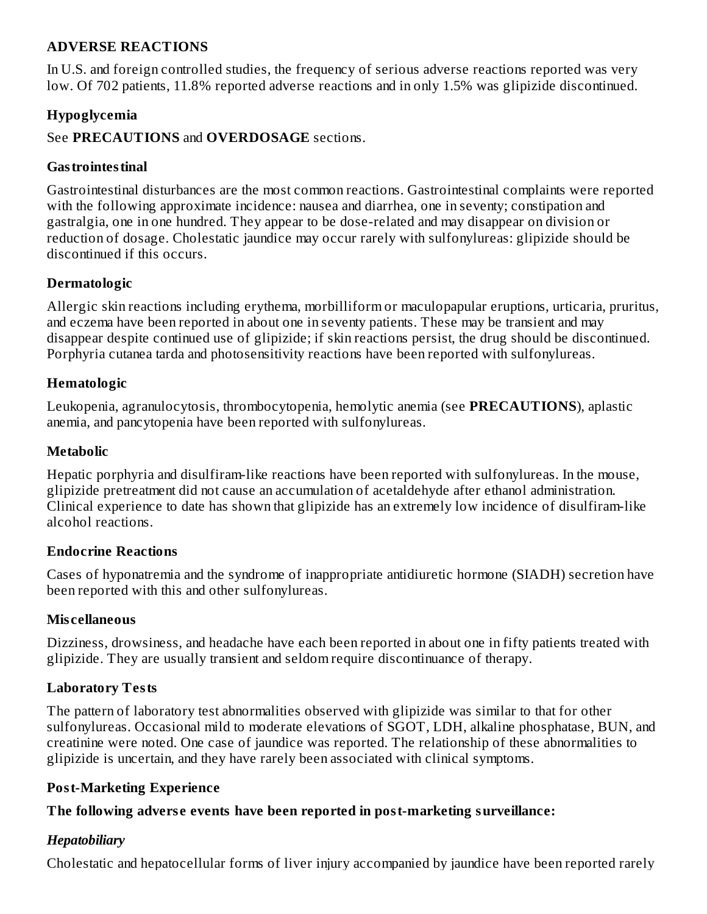## ADVERSE REACTIONS

In U.S. and foreign controlled studies, the frequency of serious adverse reactions reported was very low. Of 702 patients, 11.8% reported adverse reactions and in only 1.5% was glipizide discontinued.

### Hypoglycemia

See **PRECAUTIONS** and **OVERDOSAGE** sections.

### Gastrointestinal

Gastrointestinal disturbances are the most common reactions. Gastrointestinal complaints were reported with the following approximate incidence: nausea and diarrhea, one in seventy; constipation and gastralgia, one in one hundred. They appear to be dose-related and may disappear on division or reduction of dosage. Cholestatic jaundice may occur rarely with sulfonylureas: glipizide should be discontinued if this occurs.

### Dermatologic

Allergic skin reactions including erythema, morbilliform or maculopapular eruptions, urticaria, pruritus, and eczema have been reported in about one in seventy patients. These may be transient and may disappear despite continued use of glipizide; if skin reactions persist, the drug should be discontinued. Porphyria cutanea tarda and photosensitivity reactions have been reported with sulfonylureas.

### Hematologic

Leukopenia, agranulocytosis, thrombocytopenia, hemolytic anemia (see **PRECAUTIONS**), aplastic anemia, and pancytopenia have been reported with sulfonylureas.

### Metabolic

Hepatic porphyria and disulfiram-like reactions have been reported with sulfonylureas. In the mouse, glipizide pretreatment did not cause an accumulation of acetaldehyde after ethanol administration. Clinical experience to date has shown that glipizide has an extremely low incidence of disulfiram-like alcohol reactions.

### Endocrine Reactions

Cases of hyponatremia and the syndrome of inappropriate antidiuretic hormone (SIADH) secretion have been reported with this and other sulfonylureas.

### Miscellaneous

Dizziness, drowsiness, and headache have each been reported in about one in fifty patients treated with glipizide. They are usually transient and seldom require discontinuance of therapy.

### Laboratory Tests

The pattern of laboratory test abnormalities observed with glipizide was similar to that for other sulfonylureas. Occasional mild to moderate elevations of SGOT, LDH, alkaline phosphatase, BUN, and creatinine were noted. One case of jaundice was reported. The relationship of these abnormalities to glipizide is uncertain, and they have rarely been associated with clinical symptoms.

### Post-Marketing Experience

**The following adverse events have been reported in post-marketing surveillance:**

***Hepatobiliary***

Cholestatic and hepatocellular forms of liver injury accompanied by jaundice have been reported rarely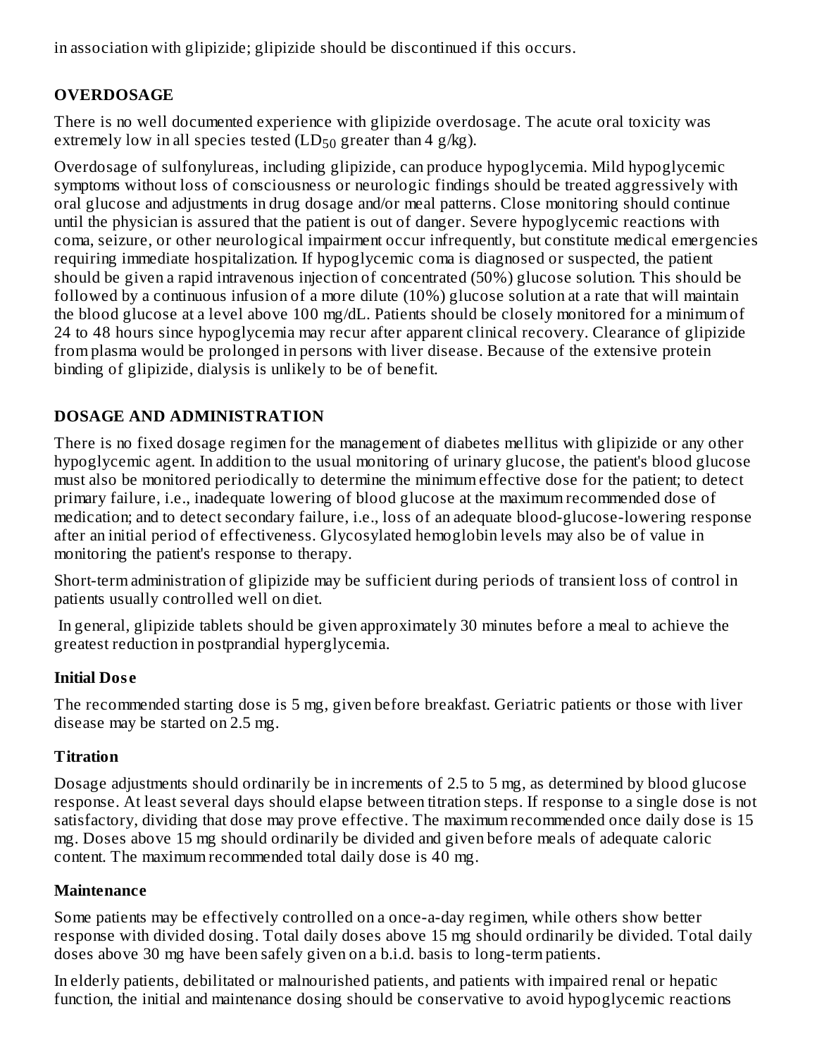in association with glipizide; glipizide should be discontinued if this occurs.

## OVERDOSAGE

There is no well documented experience with glipizide overdosage. The acute oral toxicity was extremely low in all species tested ($LD_{50}$ greater than 4 g/kg).

Overdosage of sulfonylureas, including glipizide, can produce hypoglycemia. Mild hypoglycemic symptoms without loss of consciousness or neurologic findings should be treated aggressively with oral glucose and adjustments in drug dosage and/or meal patterns. Close monitoring should continue until the physician is assured that the patient is out of danger. Severe hypoglycemic reactions with coma, seizure, or other neurological impairment occur infrequently, but constitute medical emergencies requiring immediate hospitalization. If hypoglycemic coma is diagnosed or suspected, the patient should be given a rapid intravenous injection of concentrated (50%) glucose solution. This should be followed by a continuous infusion of a more dilute (10%) glucose solution at a rate that will maintain the blood glucose at a level above 100 mg/dL. Patients should be closely monitored for a minimum of 24 to 48 hours since hypoglycemia may recur after apparent clinical recovery. Clearance of glipizide from plasma would be prolonged in persons with liver disease. Because of the extensive protein binding of glipizide, dialysis is unlikely to be of benefit.

## DOSAGE AND ADMINISTRATION

There is no fixed dosage regimen for the management of diabetes mellitus with glipizide or any other hypoglycemic agent. In addition to the usual monitoring of urinary glucose, the patient's blood glucose must also be monitored periodically to determine the minimum effective dose for the patient; to detect primary failure, i.e., inadequate lowering of blood glucose at the maximum recommended dose of medication; and to detect secondary failure, i.e., loss of an adequate blood-glucose-lowering response after an initial period of effectiveness. Glycosylated hemoglobin levels may also be of value in monitoring the patient's response to therapy.

Short-term administration of glipizide may be sufficient during periods of transient loss of control in patients usually controlled well on diet.

In general, glipizide tablets should be given approximately 30 minutes before a meal to achieve the greatest reduction in postprandial hyperglycemia.

### Initial Dose

The recommended starting dose is 5 mg, given before breakfast. Geriatric patients or those with liver disease may be started on 2.5 mg.

### Titration

Dosage adjustments should ordinarily be in increments of 2.5 to 5 mg, as determined by blood glucose response. At least several days should elapse between titration steps. If response to a single dose is not satisfactory, dividing that dose may prove effective. The maximum recommended once daily dose is 15 mg. Doses above 15 mg should ordinarily be divided and given before meals of adequate caloric content. The maximum recommended total daily dose is 40 mg.

### Maintenance

Some patients may be effectively controlled on a once-a-day regimen, while others show better response with divided dosing. Total daily doses above 15 mg should ordinarily be divided. Total daily doses above 30 mg have been safely given on a b.i.d. basis to long-term patients.

In elderly patients, debilitated or malnourished patients, and patients with impaired renal or hepatic function, the initial and maintenance dosing should be conservative to avoid hypoglycemic reactions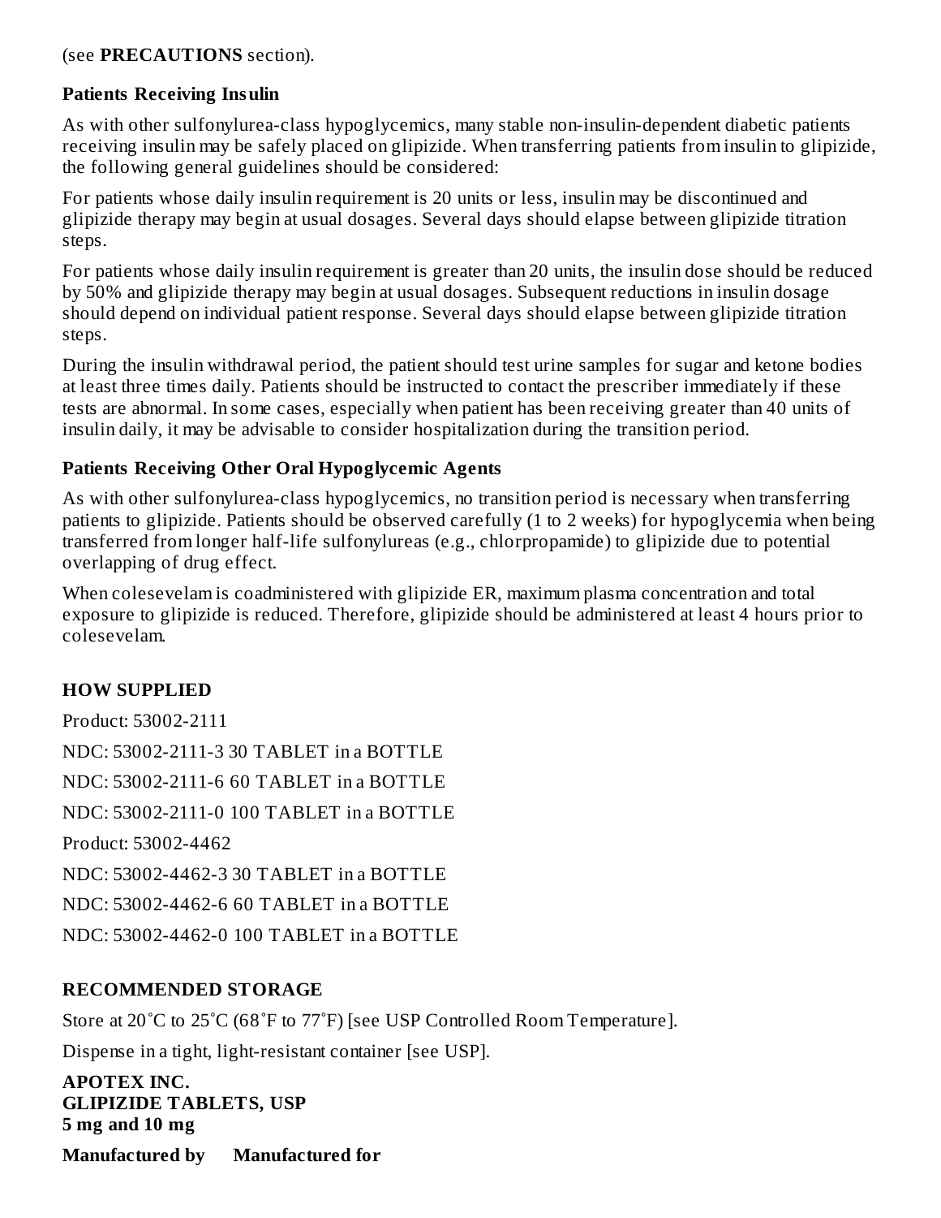(see **PRECAUTIONS** section).

**Patients Receiving Insulin**

As with other sulfonylurea-class hypoglycemics, many stable non-insulin-dependent diabetic patients receiving insulin may be safely placed on glipizide. When transferring patients from insulin to glipizide, the following general guidelines should be considered:

For patients whose daily insulin requirement is 20 units or less, insulin may be discontinued and glipizide therapy may begin at usual dosages. Several days should elapse between glipizide titration steps.

For patients whose daily insulin requirement is greater than 20 units, the insulin dose should be reduced by 50% and glipizide therapy may begin at usual dosages. Subsequent reductions in insulin dosage should depend on individual patient response. Several days should elapse between glipizide titration steps.

During the insulin withdrawal period, the patient should test urine samples for sugar and ketone bodies at least three times daily. Patients should be instructed to contact the prescriber immediately if these tests are abnormal. In some cases, especially when patient has been receiving greater than 40 units of insulin daily, it may be advisable to consider hospitalization during the transition period.

**Patients Receiving Other Oral Hypoglycemic Agents**

As with other sulfonylurea-class hypoglycemics, no transition period is necessary when transferring patients to glipizide. Patients should be observed carefully (1 to 2 weeks) for hypoglycemia when being transferred from longer half-life sulfonylureas (e.g., chlorpropamide) to glipizide due to potential overlapping of drug effect.

When colesevelam is coadministered with glipizide ER, maximum plasma concentration and total exposure to glipizide is reduced. Therefore, glipizide should be administered at least 4 hours prior to colesevelam.

## HOW SUPPLIED

Product: 53002-2111

NDC: 53002-2111-3 30 TABLET in a BOTTLE

NDC: 53002-2111-6 60 TABLET in a BOTTLE

NDC: 53002-2111-0 100 TABLET in a BOTTLE

Product: 53002-4462

NDC: 53002-4462-3 30 TABLET in a BOTTLE

NDC: 53002-4462-6 60 TABLET in a BOTTLE

NDC: 53002-4462-0 100 TABLET in a BOTTLE

## RECOMMENDED STORAGE

Store at 20˚C to 25˚C (68˚F to 77˚F) [see USP Controlled Room Temperature].

Dispense in a tight, light-resistant container [see USP].

**APOTEX INC.**
**GLIPIZIDE TABLETS, USP**
**5 mg and 10 mg**

**Manufactured by** **Manufactured for**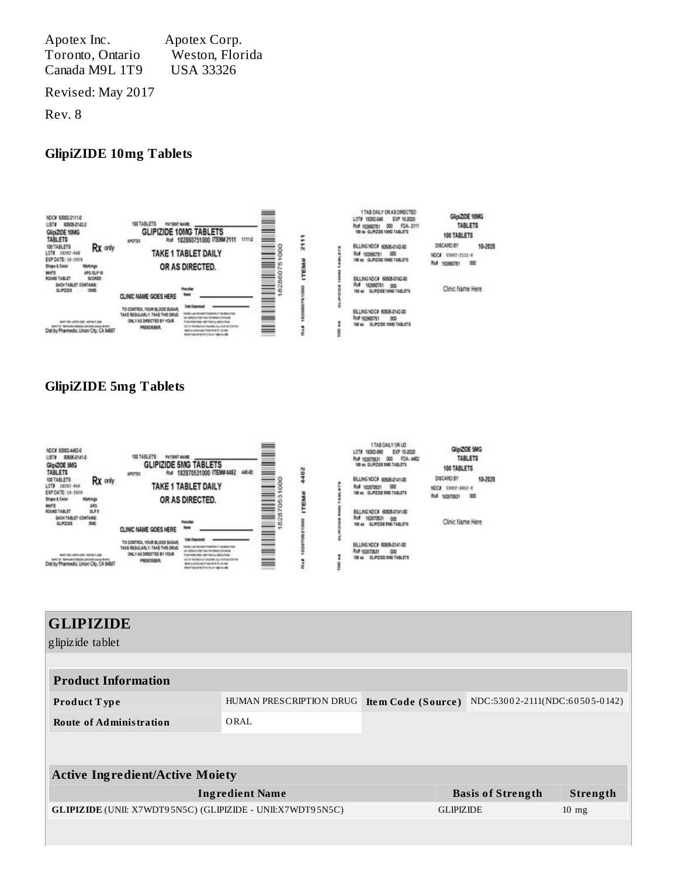Apotex Inc.
Toronto, Ontario
Canada M9L 1T9

Apotex Corp.
Weston, Florida
USA 33326

Revised: May 2017

Rev. 8

**GlipiZIDE 10mg Tablets**

**GlipiZIDE 5mg Tablets**

## GLIPIZIDE

glipizide tablet

| Product Information | | | |
|---|---|---|---|
| **Product Type** | HUMAN PRESCRIPTION DRUG | **Item Code (Source)** | NDC:53002-2111(NDC:60505-0142) |
| **Route of Administration** | ORAL | | |

| Active Ingredient/Active Moiety | | |
|---|---|---|
| **Ingredient Name** | **Basis of Strength** | **Strength** |
| **GLIPIZIDE** (UNII: X7WDT95N5C) (GLIPIZIDE - UNII:X7WDT95N5C) | GLIPIZIDE | 10 mg |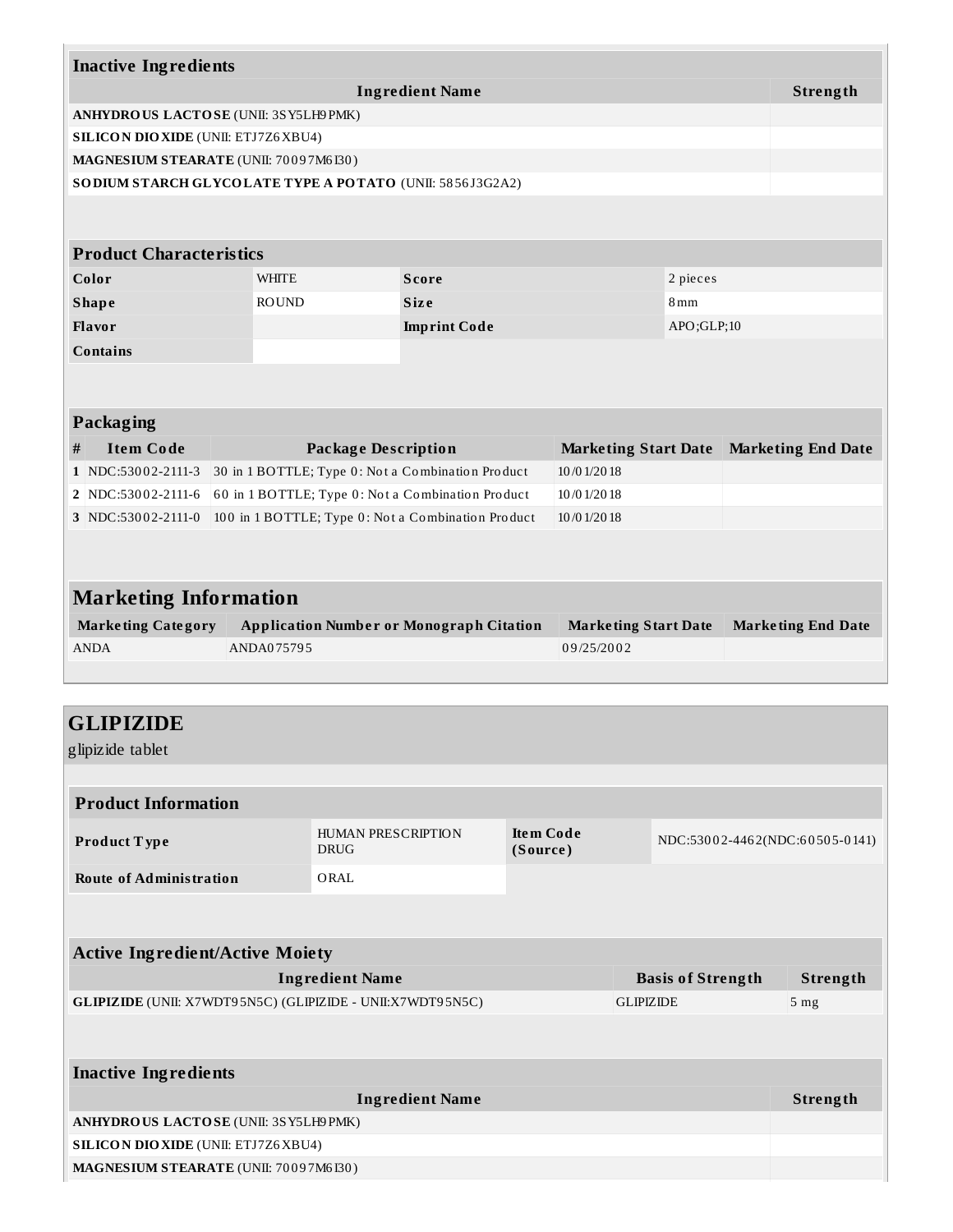| Inactive Ingredients | |
|---|---|
| **Ingredient Name** | **Strength** |
| **ANHYDROUS LACTOSE** (UNII: 3SY5LH9PMK) | |
| **SILICON DIOXIDE** (UNII: ETJ7Z6XBU4) | |
| **MAGNESIUM STEARATE** (UNII: 70097M6I30) | |
| **SODIUM STARCH GLYCOLATE TYPE A POTATO** (UNII: 5856J3G2A2) | |

| Product Characteristics | | | |
|---|---|---|---|
| **Color** | WHITE | **Score** | 2 pieces |
| **Shape** | ROUND | **Size** | 8mm |
| **Flavor** | | **Imprint Code** | APO;GLP;10 |
| **Contains** | | | |

| Packaging | | | | |
|---|---|---|---|---|
| **#** | **Item Code** | **Package Description** | **Marketing Start Date** | **Marketing End Date** |
| **1** | NDC:53002-2111-3 | 30 in 1 BOTTLE; Type 0: Not a Combination Product | 10/01/2018 | |
| **2** | NDC:53002-2111-6 | 60 in 1 BOTTLE; Type 0: Not a Combination Product | 10/01/2018 | |
| **3** | NDC:53002-2111-0 | 100 in 1 BOTTLE; Type 0: Not a Combination Product | 10/01/2018 | |

| Marketing Information | | | |
|---|---|---|---|
| **Marketing Category** | **Application Number or Monograph Citation** | **Marketing Start Date** | **Marketing End Date** |
| ANDA | ANDA075795 | 09/25/2002 | |

## GLIPIZIDE

glipizide tablet

| Product Information | | | |
|---|---|---|---|
| **Product Type** | HUMAN PRESCRIPTION DRUG | **Item Code (Source)** | NDC:53002-4462(NDC:60505-0141) |
| **Route of Administration** | ORAL | | |

| Active Ingredient/Active Moiety | | |
|---|---|---|
| **Ingredient Name** | **Basis of Strength** | **Strength** |
| **GLIPIZIDE** (UNII: X7WDT95N5C) (GLIPIZIDE - UNII:X7WDT95N5C) | GLIPIZIDE | 5 mg |

| Inactive Ingredients | |
|---|---|
| **Ingredient Name** | **Strength** |
| **ANHYDROUS LACTOSE** (UNII: 3SY5LH9PMK) | |
| **SILICON DIOXIDE** (UNII: ETJ7Z6XBU4) | |
| **MAGNESIUM STEARATE** (UNII: 70097M6I30) | |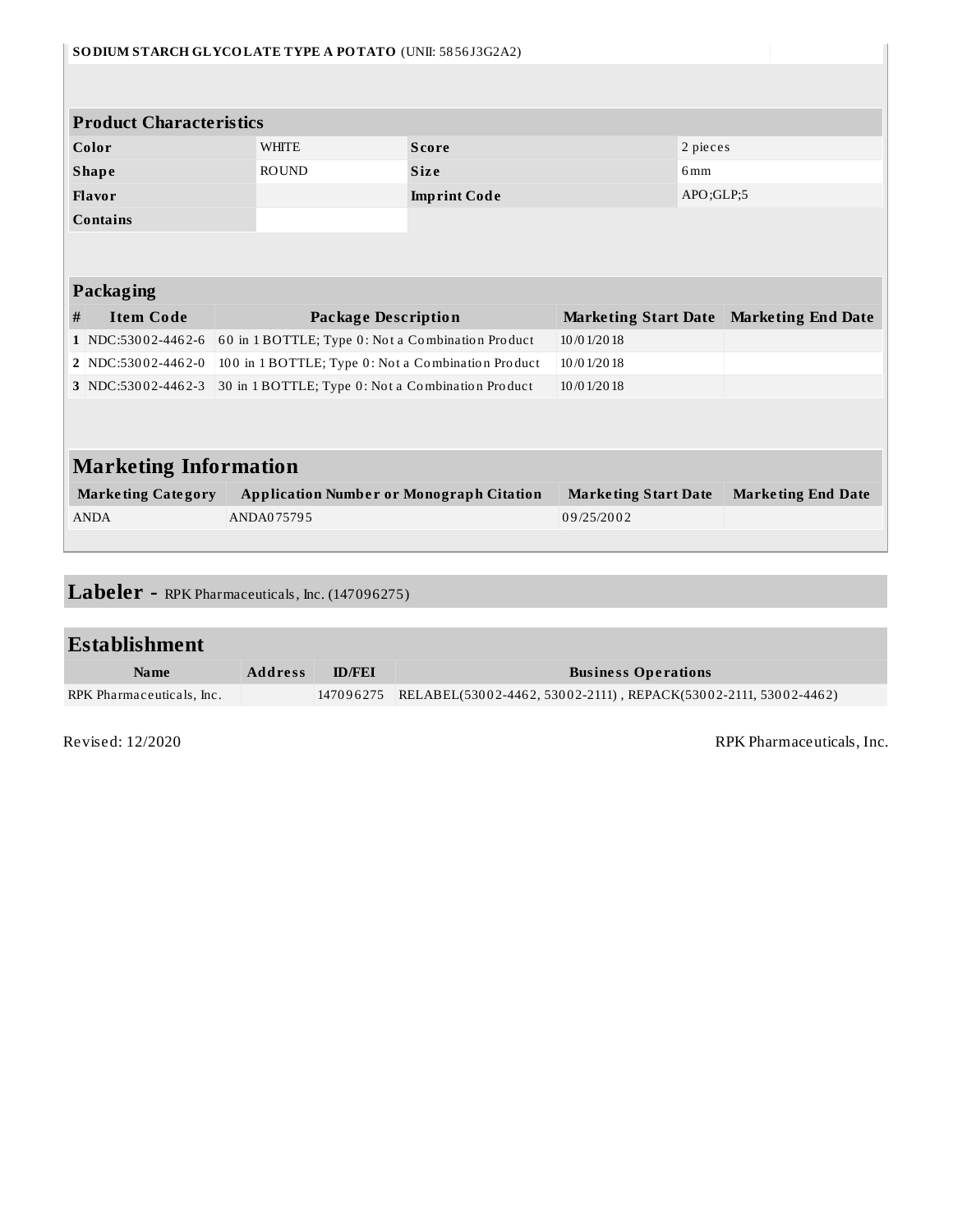| | |
|---|---|
| **SODIUM STARCH GLYCOLATE TYPE A POTATO** (UNII: 5856J3G2A2) | |

| Product Characteristics | | | |
|---|---|---|---|
| **Color** | WHITE | **Score** | 2 pieces |
| **Shape** | ROUND | **Size** | 6mm |
| **Flavor** | | **Imprint Code** | APO;GLP;5 |
| **Contains** | | | |

**Packaging**

| # | Item Code | Package Description | Marketing Start Date | Marketing End Date |
|---|---|---|---|---|
| 1 | NDC:53002-4462-6 | 60 in 1 BOTTLE; Type 0: Not a Combination Product | 10/01/2018 | |
| 2 | NDC:53002-4462-0 | 100 in 1 BOTTLE; Type 0: Not a Combination Product | 10/01/2018 | |
| 3 | NDC:53002-4462-3 | 30 in 1 BOTTLE; Type 0: Not a Combination Product | 10/01/2018 | |

## Marketing Information

| Marketing Category | Application Number or Monograph Citation | Marketing Start Date | Marketing End Date |
|---|---|---|---|
| ANDA | ANDA075795 | 09/25/2002 | |

## Labeler - RPK Pharmaceuticals, Inc. (147096275)

## Establishment

| Name | Address | ID/FEI | Business Operations |
|---|---|---|---|
| RPK Pharmaceuticals, Inc. | | 147096275 | RELABEL(53002-4462, 53002-2111) , REPACK(53002-2111, 53002-4462) |

Revised: 12/2020

RPK Pharmaceuticals, Inc.